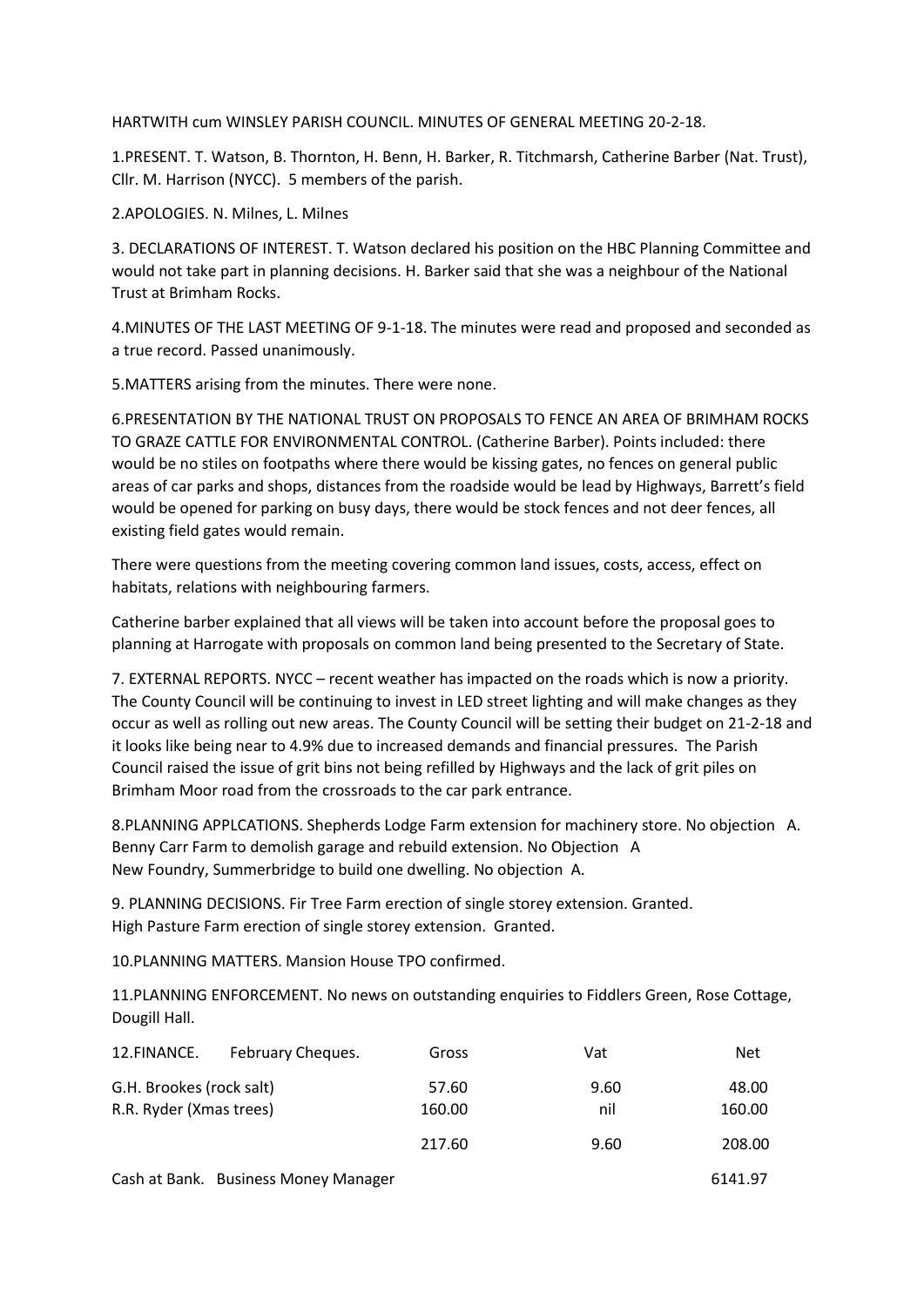HARTWITH cum WINSLEY PARISH COUNCIL. MINUTES OF GENERAL MEETING 20-2-18.

1.PRESENT. T. Watson, B. Thornton, H. Benn, H. Barker, R. Titchmarsh, Catherine Barber (Nat. Trust), Cllr. M. Harrison (NYCC). 5 members of the parish.

2.APOLOGIES. N. Milnes, L. Milnes

3. DECLARATIONS OF INTEREST. T. Watson declared his position on the HBC Planning Committee and would not take part in planning decisions. H. Barker said that she was a neighbour of the National Trust at Brimham Rocks.

4.MINUTES OF THE LAST MEETING OF 9-1-18. The minutes were read and proposed and seconded as a true record. Passed unanimously.

5.MATTERS arising from the minutes. There were none.

6.PRESENTATION BY THE NATIONAL TRUST ON PROPOSALS TO FENCE AN AREA OF BRIMHAM ROCKS TO GRAZE CATTLE FOR ENVIRONMENTAL CONTROL. (Catherine Barber). Points included: there would be no stiles on footpaths where there would be kissing gates, no fences on general public areas of car parks and shops, distances from the roadside would be lead by Highways, Barrett's field would be opened for parking on busy days, there would be stock fences and not deer fences, all existing field gates would remain.

There were questions from the meeting covering common land issues, costs, access, effect on habitats, relations with neighbouring farmers.

Catherine barber explained that all views will be taken into account before the proposal goes to planning at Harrogate with proposals on common land being presented to the Secretary of State.

7. EXTERNAL REPORTS. NYCC – recent weather has impacted on the roads which is now a priority. The County Council will be continuing to invest in LED street lighting and will make changes as they occur as well as rolling out new areas. The County Council will be setting their budget on 21-2-18 and it looks like being near to 4.9% due to increased demands and financial pressures. The Parish Council raised the issue of grit bins not being refilled by Highways and the lack of grit piles on Brimham Moor road from the crossroads to the car park entrance.

8.PLANNING APPLCATIONS. Shepherds Lodge Farm extension for machinery store. No objection A.
Benny Carr Farm to demolish garage and rebuild extension. No Objection A
New Foundry, Summerbridge to build one dwelling. No objection A.

9. PLANNING DECISIONS. Fir Tree Farm erection of single storey extension. Granted.
High Pasture Farm erection of single storey extension. Granted.

10.PLANNING MATTERS. Mansion House TPO confirmed.

11.PLANNING ENFORCEMENT. No news on outstanding enquiries to Fiddlers Green, Rose Cottage, Dougill Hall.

| 12.FINANCE. February Cheques. | Gross | Vat | Net |
|---|---|---|---|
| G.H. Brookes (rock salt) | 57.60 | 9.60 | 48.00 |
| R.R. Ryder (Xmas trees) | 160.00 | nil | 160.00 |
| | 217.60 | 9.60 | 208.00 |

Cash at Bank. Business Money Manager 6141.97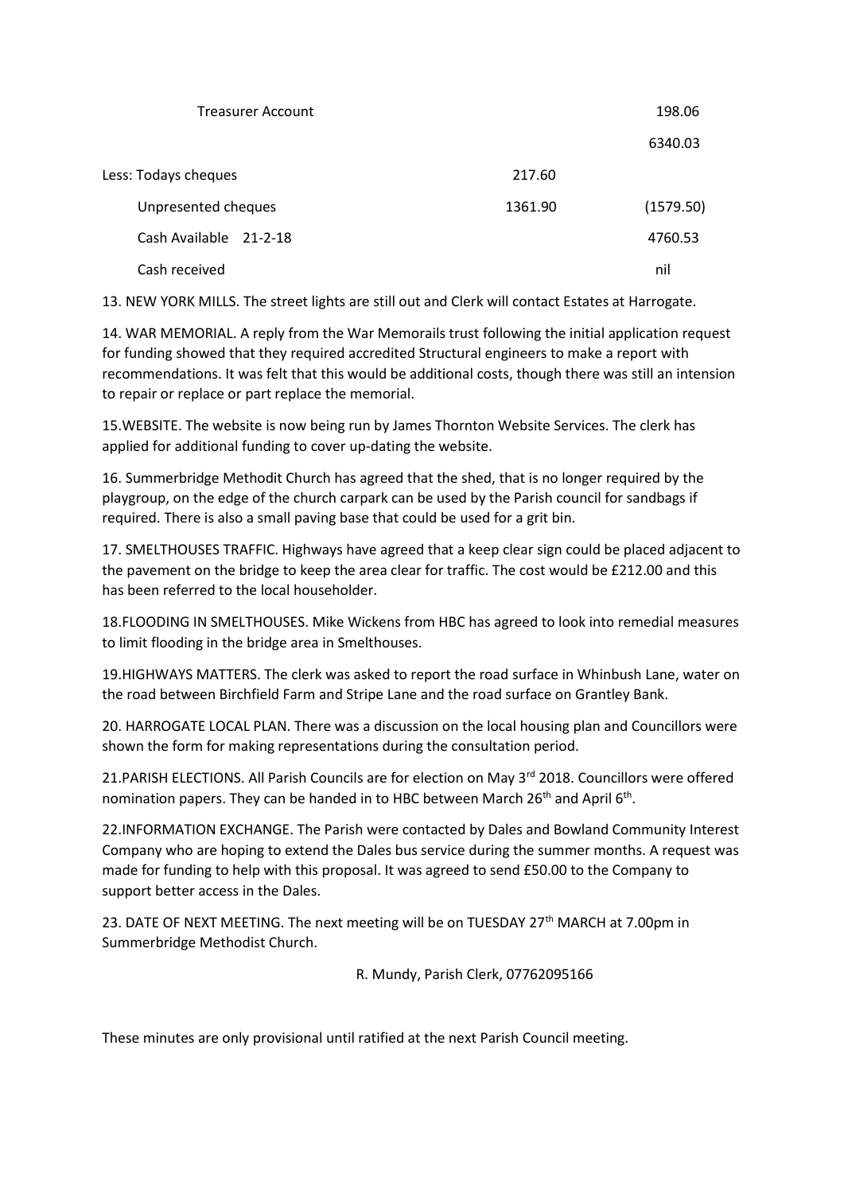| | | |
|---|---|---|
| Treasurer Account | | 198.06 |
| | | 6340.03 |
| Less: Todays cheques | 217.60 | |
| Unpresented cheques | 1361.90 | (1579.50) |
| Cash Available 21-2-18 | | 4760.53 |
| Cash received | | nil |

13. NEW YORK MILLS. The street lights are still out and Clerk will contact Estates at Harrogate.

14. WAR MEMORIAL. A reply from the War Memorails trust following the initial application request for funding showed that they required accredited Structural engineers to make a report with recommendations. It was felt that this would be additional costs, though there was still an intension to repair or replace or part replace the memorial.

15.WEBSITE. The website is now being run by James Thornton Website Services. The clerk has applied for additional funding to cover up-dating the website.

16. Summerbridge Methodit Church has agreed that the shed, that is no longer required by the playgroup, on the edge of the church carpark can be used by the Parish council for sandbags if required. There is also a small paving base that could be used for a grit bin.

17. SMELTHOUSES TRAFFIC. Highways have agreed that a keep clear sign could be placed adjacent to the pavement on the bridge to keep the area clear for traffic. The cost would be £212.00 and this has been referred to the local householder.

18.FLOODING IN SMELTHOUSES. Mike Wickens from HBC has agreed to look into remedial measures to limit flooding in the bridge area in Smelthouses.

19.HIGHWAYS MATTERS. The clerk was asked to report the road surface in Whinbush Lane, water on the road between Birchfield Farm and Stripe Lane and the road surface on Grantley Bank.

20. HARROGATE LOCAL PLAN. There was a discussion on the local housing plan and Councillors were shown the form for making representations during the consultation period.

21.PARISH ELECTIONS. All Parish Councils are for election on May 3rd 2018. Councillors were offered nomination papers. They can be handed in to HBC between March 26th and April 6th.

22.INFORMATION EXCHANGE. The Parish were contacted by Dales and Bowland Community Interest Company who are hoping to extend the Dales bus service during the summer months. A request was made for funding to help with this proposal. It was agreed to send £50.00 to the Company to support better access in the Dales.

23. DATE OF NEXT MEETING. The next meeting will be on TUESDAY 27th MARCH at 7.00pm in Summerbridge Methodist Church.

R. Mundy, Parish Clerk, 07762095166

These minutes are only provisional until ratified at the next Parish Council meeting.